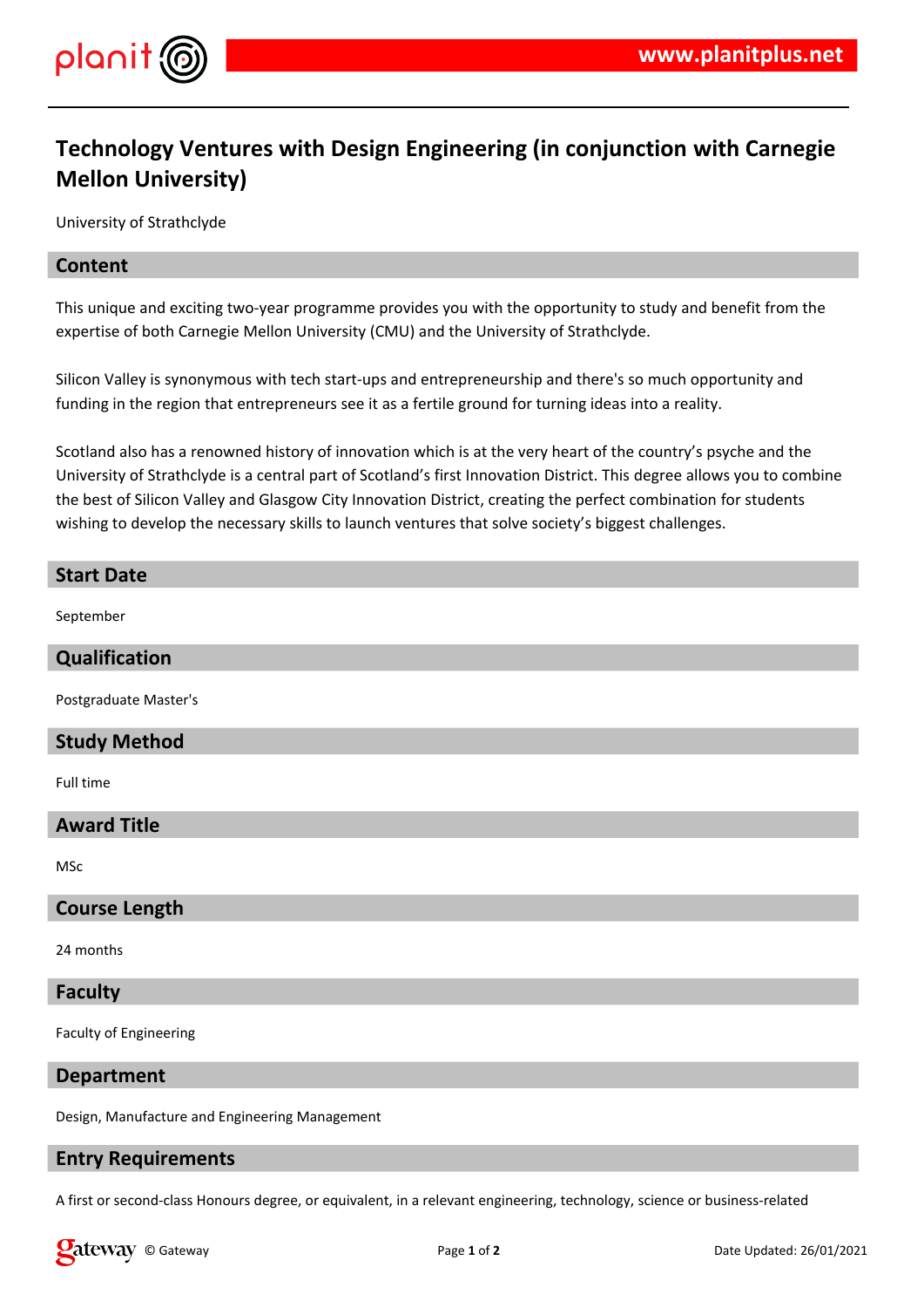# Technology Ventures with Design Engineering (in conjunction with Carnegie Mellon University)

University of Strathclyde

## Content

This unique and exciting two-year programme provides you with the opportunity to study and benefit from the expertise of both Carnegie Mellon University (CMU) and the University of Strathclyde.

Silicon Valley is synonymous with tech start-ups and entrepreneurship and there's so much opportunity and funding in the region that entrepreneurs see it as a fertile ground for turning ideas into a reality.

Scotland also has a renowned history of innovation which is at the very heart of the country's psyche and the University of Strathclyde is a central part of Scotland's first Innovation District. This degree allows you to combine the best of Silicon Valley and Glasgow City Innovation District, creating the perfect combination for students wishing to develop the necessary skills to launch ventures that solve society's biggest challenges.

## Start Date

September

## Qualification

Postgraduate Master's

## Study Method

Full time

## Award Title

MSc

## Course Length

24 months

## Faculty

Faculty of Engineering

## Department

Design, Manufacture and Engineering Management

## Entry Requirements

A first or second-class Honours degree, or equivalent, in a relevant engineering, technology, science or business-related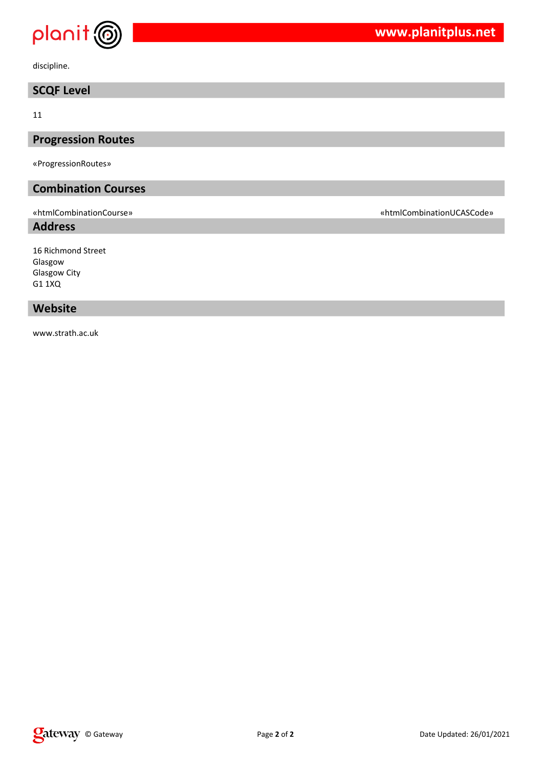discipline.

## SCQF Level

11

## Progression Routes

«ProgressionRoutes»

## Combination Courses

«htmlCombinationCourse» «htmlCombinationUCASCode»

## Address

16 Richmond Street
Glasgow
Glasgow City
G1 1XQ

## Website

www.strath.ac.uk